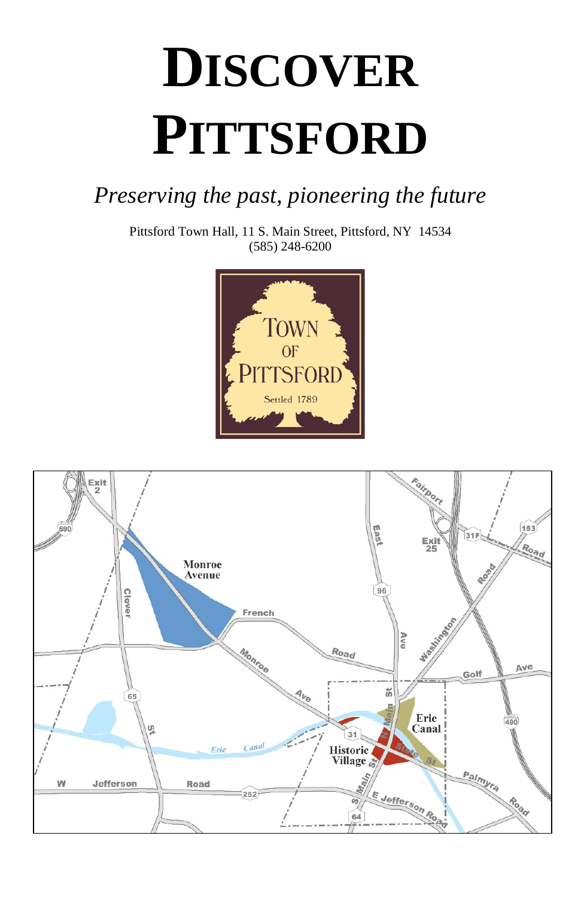# DISCOVER PITTSFORD

*Preserving the past, pioneering the future*

Pittsford Town Hall, 11 S. Main Street, Pittsford, NY 14534
(585) 248-6200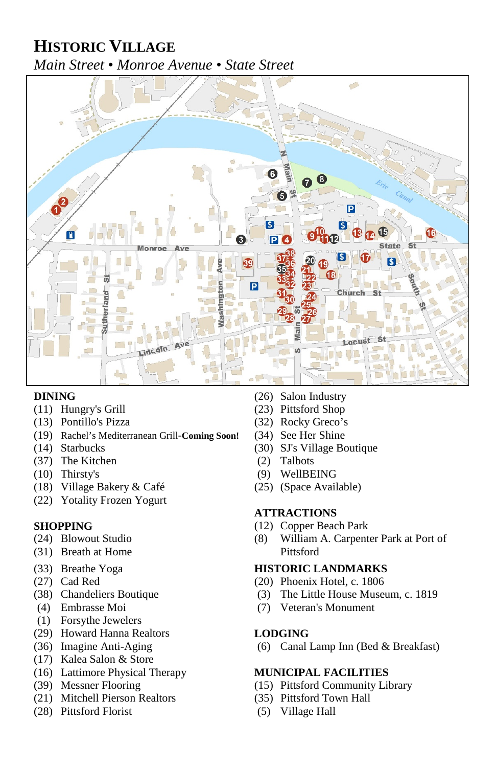# Historic Village

*Main Street • Monroe Avenue • State Street*

**DINING**

- (11) Hungry's Grill
- (13) Pontillo's Pizza
- (19) Rachel's Mediterranean Grill-**Coming Soon!**
- (14) Starbucks
- (37) The Kitchen
- (10) Thirsty's
- (18) Village Bakery & Café
- (22) Yotality Frozen Yogurt

**SHOPPING**

- (24) Blowout Studio
- (31) Breath at Home
- (33) Breathe Yoga
- (27) Cad Red
- (38) Chandeliers Boutique
- (4) Embrasse Moi
- (1) Forsythe Jewelers
- (29) Howard Hanna Realtors
- (36) Imagine Anti-Aging
- (17) Kalea Salon & Store
- (16) Lattimore Physical Therapy
- (39) Messner Flooring
- (21) Mitchell Pierson Realtors
- (28) Pittsford Florist
- (26) Salon Industry
- (23) Pittsford Shop
- (32) Rocky Greco's
- (34) See Her Shine
- (30) SJ's Village Boutique
- (2) Talbots
- (9) WellBEING
- (25) (Space Available)

**ATTRACTIONS**

- (12) Copper Beach Park
- (8) William A. Carpenter Park at Port of Pittsford

**HISTORIC LANDMARKS**

- (20) Phoenix Hotel, c. 1806
- (3) The Little House Museum, c. 1819
- (7) Veteran's Monument

**LODGING**

- (6) Canal Lamp Inn (Bed & Breakfast)

**MUNICIPAL FACILITIES**

- (15) Pittsford Community Library
- (35) Pittsford Town Hall
- (5) Village Hall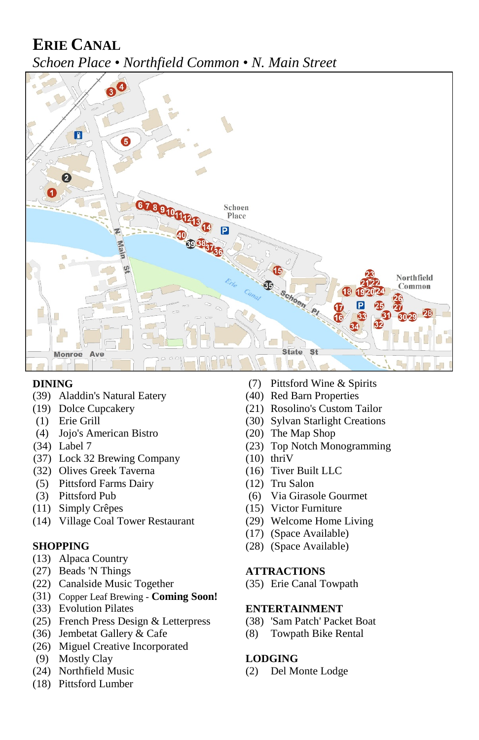# ERIE CANAL

*Schoen Place • Northfield Common • N. Main Street*

### DINING

- (39) Aladdin's Natural Eatery
- (19) Dolce Cupcakery
- (1) Erie Grill
- (4) Jojo's American Bistro
- (34) Label 7
- (37) Lock 32 Brewing Company
- (32) Olives Greek Taverna
- (5) Pittsford Farms Dairy
- (3) Pittsford Pub
- (11) Simply Crêpes
- (14) Village Coal Tower Restaurant

### SHOPPING

- (13) Alpaca Country
- (27) Beads 'N Things
- (22) Canalside Music Together
- (31) Copper Leaf Brewing - **Coming Soon!**
- (33) Evolution Pilates
- (25) French Press Design & Letterpress
- (36) Jembetat Gallery & Cafe
- (26) Miguel Creative Incorporated
- (9) Mostly Clay
- (24) Northfield Music
- (18) Pittsford Lumber
- (7) Pittsford Wine & Spirits
- (40) Red Barn Properties
- (21) Rosolino's Custom Tailor
- (30) Sylvan Starlight Creations
- (20) The Map Shop
- (23) Top Notch Monogramming
- (10) thriV
- (16) Tiver Built LLC
- (12) Tru Salon
- (6) Via Girasole Gourmet
- (15) Victor Furniture
- (29) Welcome Home Living
- (17) (Space Available)
- (28) (Space Available)

### ATTRACTIONS

- (35) Erie Canal Towpath

### ENTERTAINMENT

- (38) 'Sam Patch' Packet Boat
- (8) Towpath Bike Rental

### LODGING

- (2) Del Monte Lodge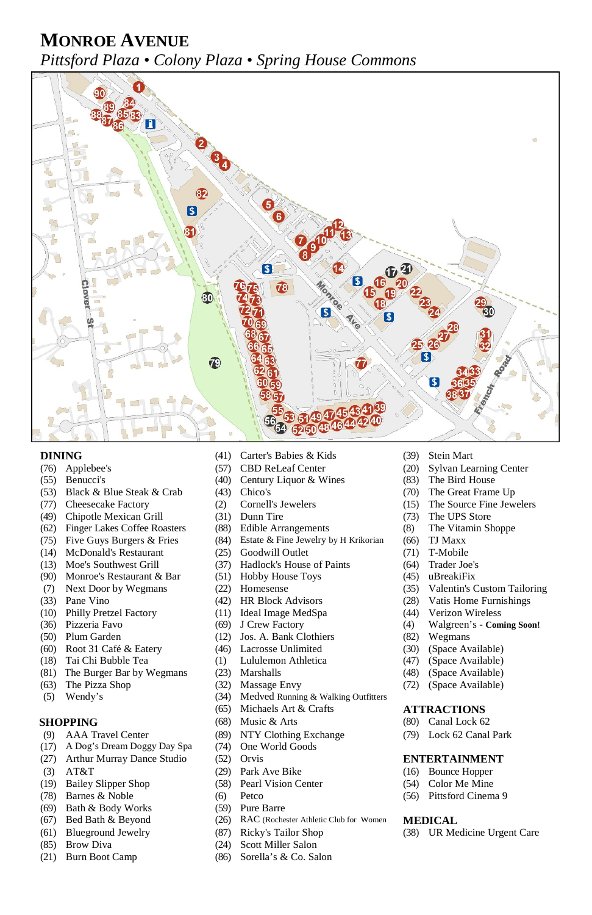# MONROE AVENUE

*Pittsford Plaza • Colony Plaza • Spring House Commons*

Clover St
Monroe Ave
French Road

## DINING

- (76) Applebee's
- (55) Benucci's
- (53) Black & Blue Steak & Crab
- (77) Cheesecake Factory
- (49) Chipotle Mexican Grill
- (62) Finger Lakes Coffee Roasters
- (75) Five Guys Burgers & Fries
- (14) McDonald's Restaurant
- (13) Moe's Southwest Grill
- (90) Monroe's Restaurant & Bar
- (7) Next Door by Wegmans
- (33) Pane Vino
- (10) Philly Pretzel Factory
- (36) Pizzeria Favo
- (50) Plum Garden
- (60) Root 31 Café & Eatery
- (18) Tai Chi Bubble Tea
- (81) The Burger Bar by Wegmans
- (63) The Pizza Shop
- (5) Wendy's

## SHOPPING

- (9) AAA Travel Center
- (17) A Dog's Dream Doggy Day Spa
- (27) Arthur Murray Dance Studio
- (3) AT&T
- (19) Bailey Slipper Shop
- (78) Barnes & Noble
- (69) Bath & Body Works
- (67) Bed Bath & Beyond
- (61) Blueground Jewelry
- (85) Brow Diva
- (21) Burn Boot Camp
- (41) Carter's Babies & Kids
- (57) CBD ReLeaf Center
- (40) Century Liquor & Wines
- (43) Chico's
- (2) Cornell's Jewelers
- (31) Dunn Tire
- (88) Edible Arrangements
- (84) Estate & Fine Jewelry by H Krikorian
- (25) Goodwill Outlet
- (37) Hadlock's House of Paints
- (51) Hobby House Toys
- (22) Homesense
- (42) HR Block Advisors
- (11) Ideal Image MedSpa
- (69) J Crew Factory
- (12) Jos. A. Bank Clothiers
- (46) Lacrosse Unlimited
- (1) Lululemon Athletica
- (23) Marshalls
- (32) Massage Envy
- (34) Medved Running & Walking Outfitters
- (65) Michaels Art & Crafts
- (68) Music & Arts
- (89) NTY Clothing Exchange
- (74) One World Goods
- (52) Orvis
- (29) Park Ave Bike
- (58) Pearl Vision Center
- (6) Petco
- (59) Pure Barre
- (26) RAC (Rochester Athletic Club for Women
- (87) Ricky's Tailor Shop
- (24) Scott Miller Salon
- (86) Sorella's & Co. Salon
- (39) Stein Mart
- (20) Sylvan Learning Center
- (83) The Bird House
- (70) The Great Frame Up
- (15) The Source Fine Jewelers
- (73) The UPS Store
- (8) The Vitamin Shoppe
- (66) TJ Maxx
- (71) T-Mobile
- (64) Trader Joe's
- (45) uBreakiFix
- (35) Valentin's Custom Tailoring
- (28) Vatis Home Furnishings
- (44) Verizon Wireless
- (4) Walgreen's - **Coming Soon!**
- (82) Wegmans
- (30) (Space Available)
- (47) (Space Available)
- (48) (Space Available)
- (72) (Space Available)

## ATTRACTIONS

- (80) Canal Lock 62
- (79) Lock 62 Canal Park

## ENTERTAINMENT

- (16) Bounce Hopper
- (54) Color Me Mine
- (56) Pittsford Cinema 9

## MEDICAL

- (38) UR Medicine Urgent Care